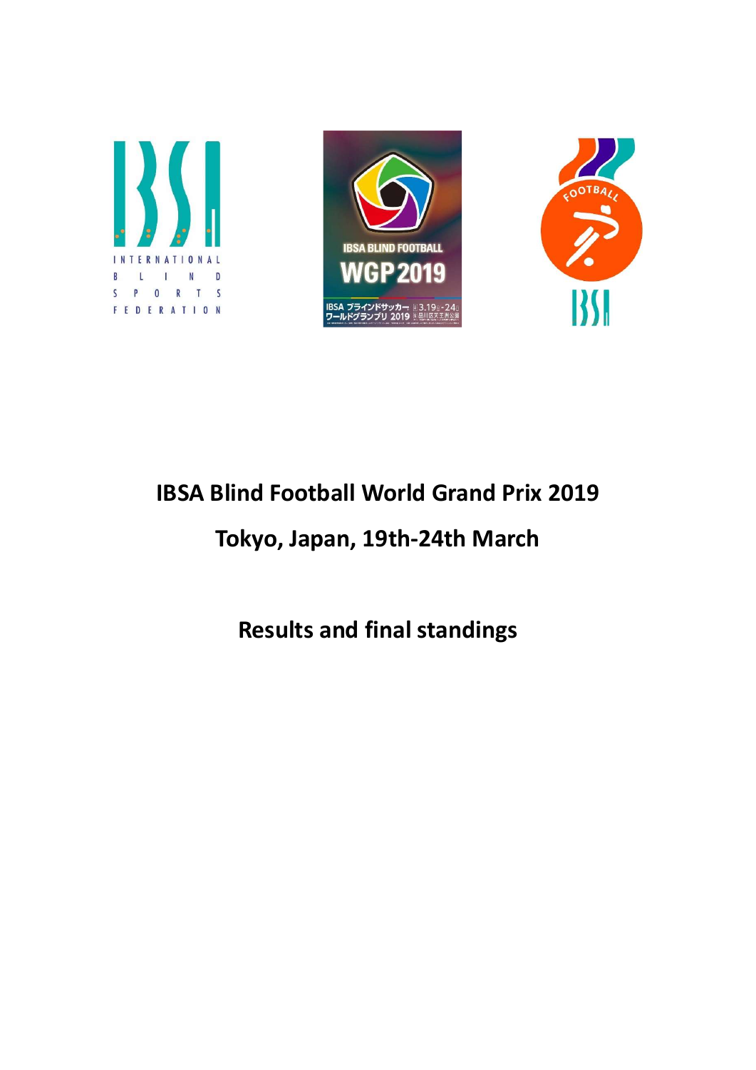# IBSA Blind Football World Grand Prix 2019

## Tokyo, Japan, 19th-24th March

## Results and final standings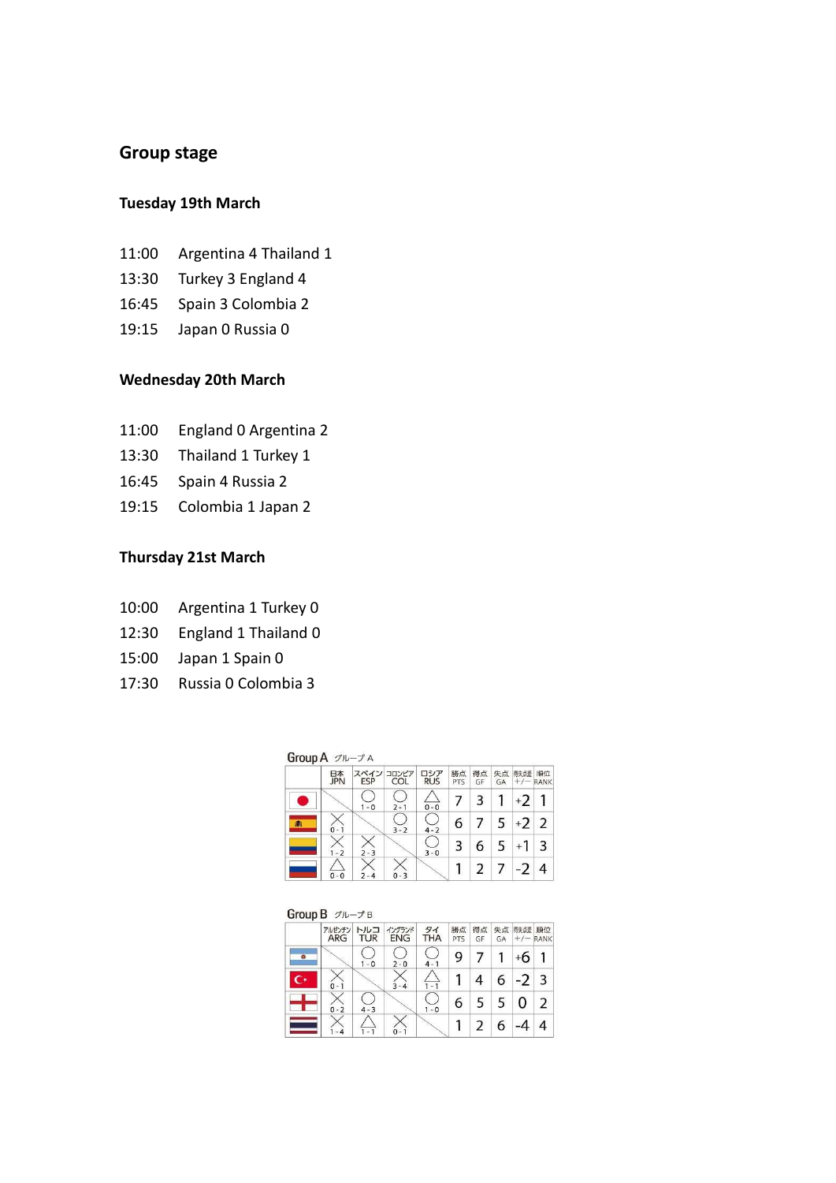## Group stage

### Tuesday 19th March

11:00 Argentina 4 Thailand 1
13:30 Turkey 3 England 4
16:45 Spain 3 Colombia 2
19:15 Japan 0 Russia 0

### Wednesday 20th March

11:00 England 0 Argentina 2
13:30 Thailand 1 Turkey 1
16:45 Spain 4 Russia 2
19:15 Colombia 1 Japan 2

### Thursday 21st March

10:00 Argentina 1 Turkey 0
12:30 England 1 Thailand 0
15:00 Japan 1 Spain 0
17:30 Russia 0 Colombia 3

**Group A** グループA

| | 日本 JPN | スペイン ESP | コロンビア COL | ロシア RUS | 勝点 PTS | 得点 GF | 失点 GA | 得失点差 +/− | 順位 RANK |
|---|---|---|---|---|---|---|---|---|---|
| JPN | | ○ 1-0 | ○ 2-1 | △ 0-0 | 7 | 3 | 1 | +2 | 1 |
| ESP | × 0-1 | | ○ 3-2 | ○ 4-2 | 6 | 7 | 5 | +2 | 2 |
| COL | × 1-2 | × 2-3 | | ○ 3-0 | 3 | 6 | 5 | +1 | 3 |
| RUS | △ 0-0 | × 2-4 | × 0-3 | | 1 | 2 | 7 | -2 | 4 |

**Group B** グループB

| | アルゼンチン ARG | トルコ TUR | イングランド ENG | タイ THA | 勝点 PTS | 得点 GF | 失点 GA | 得失点差 +/− | 順位 RANK |
|---|---|---|---|---|---|---|---|---|---|
| ARG | | ○ 1-0 | ○ 2-0 | ○ 4-1 | 9 | 7 | 1 | +6 | 1 |
| TUR | × 0-1 | | × 3-4 | △ 1-1 | 1 | 4 | 6 | -2 | 3 |
| ENG | × 0-2 | ○ 4-3 | | ○ 1-0 | 6 | 5 | 5 | 0 | 2 |
| THA | × 1-4 | △ 1-1 | × 0-1 | | 1 | 2 | 6 | -4 | 4 |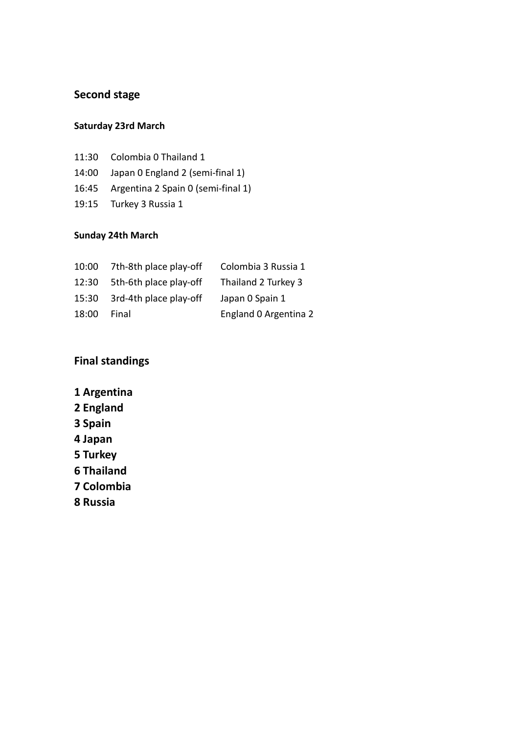## Second stage

### Saturday 23rd March

11:30 Colombia 0 Thailand 1
14:00 Japan 0 England 2 (semi-final 1)
16:45 Argentina 2 Spain 0 (semi-final 1)
19:15 Turkey 3 Russia 1

### Sunday 24th March

| | | |
|---|---|---|
| 10:00 | 7th-8th place play-off | Colombia 3 Russia 1 |
| 12:30 | 5th-6th place play-off | Thailand 2 Turkey 3 |
| 15:30 | 3rd-4th place play-off | Japan 0 Spain 1 |
| 18:00 | Final | England 0 Argentina 2 |

## Final standings

**1 Argentina**
**2 England**
**3 Spain**
**4 Japan**
**5 Turkey**
**6 Thailand**
**7 Colombia**
**8 Russia**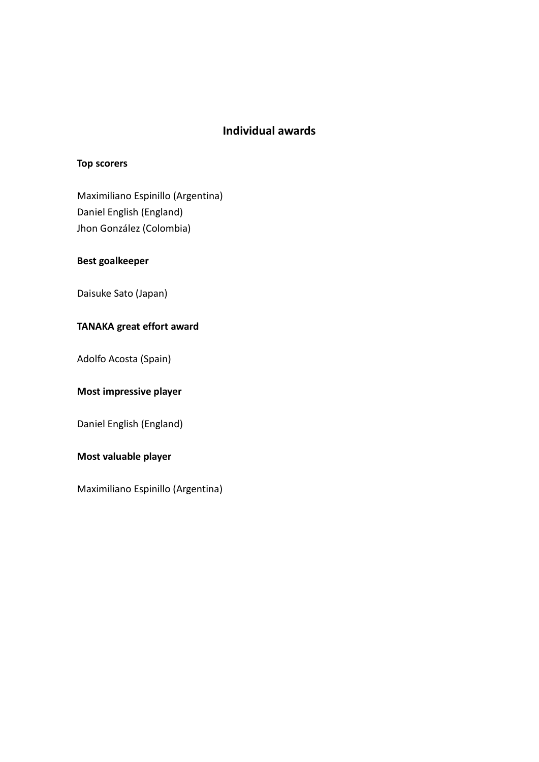## Individual awards

**Top scorers**

Maximiliano Espinillo (Argentina)
Daniel English (England)
Jhon González (Colombia)

**Best goalkeeper**

Daisuke Sato (Japan)

**TANAKA great effort award**

Adolfo Acosta (Spain)

**Most impressive player**

Daniel English (England)

**Most valuable player**

Maximiliano Espinillo (Argentina)